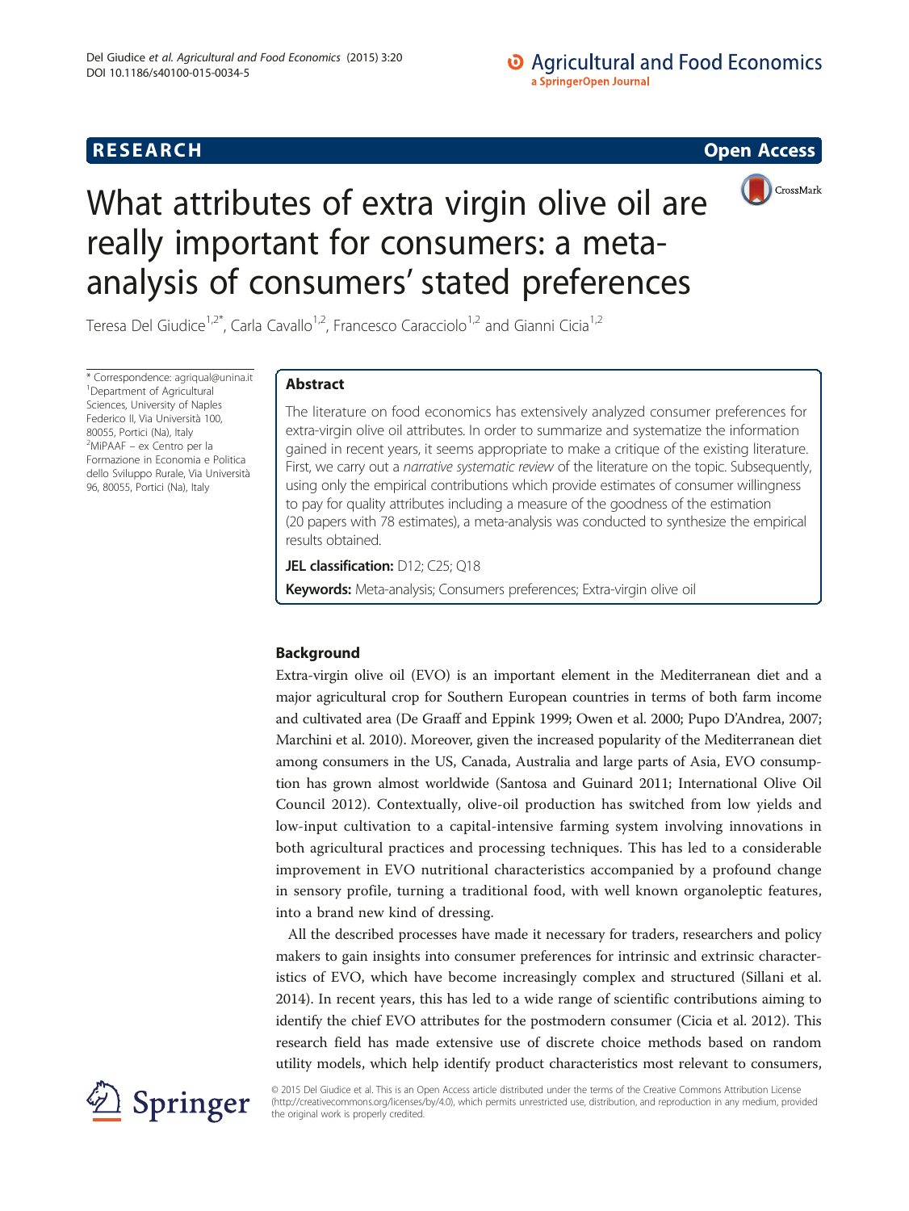# What attributes of extra virgin olive oil are really important for consumers: a meta-analysis of consumers' stated preferences

Teresa Del Giudice[1,2*], Carla Cavallo[1,2], Francesco Caracciolo[1,2] and Gianni Cicia[1,2]

\* Correspondence: agriqual@unina.it
[1]Department of Agricultural Sciences, University of Naples Federico II, Via Università 100, 80055, Portici (Na), Italy
[2]MiPAAF – ex Centro per la Formazione in Economia e Politica dello Sviluppo Rurale, Via Università 96, 80055, Portici (Na), Italy

## Abstract

The literature on food economics has extensively analyzed consumer preferences for extra-virgin olive oil attributes. In order to summarize and systematize the information gained in recent years, it seems appropriate to make a critique of the existing literature. First, we carry out a *narrative systematic review* of the literature on the topic. Subsequently, using only the empirical contributions which provide estimates of consumer willingness to pay for quality attributes including a measure of the goodness of the estimation (20 papers with 78 estimates), a meta-analysis was conducted to synthesize the empirical results obtained.

**JEL classification:** D12; C25; Q18

**Keywords:** Meta-analysis; Consumers preferences; Extra-virgin olive oil

## Background

Extra-virgin olive oil (EVO) is an important element in the Mediterranean diet and a major agricultural crop for Southern European countries in terms of both farm income and cultivated area (De Graaff and Eppink 1999; Owen et al. 2000; Pupo D'Andrea, 2007; Marchini et al. 2010). Moreover, given the increased popularity of the Mediterranean diet among consumers in the US, Canada, Australia and large parts of Asia, EVO consumption has grown almost worldwide (Santosa and Guinard 2011; International Olive Oil Council 2012). Contextually, olive-oil production has switched from low yields and low-input cultivation to a capital-intensive farming system involving innovations in both agricultural practices and processing techniques. This has led to a considerable improvement in EVO nutritional characteristics accompanied by a profound change in sensory profile, turning a traditional food, with well known organoleptic features, into a brand new kind of dressing.

All the described processes have made it necessary for traders, researchers and policy makers to gain insights into consumer preferences for intrinsic and extrinsic characteristics of EVO, which have become increasingly complex and structured (Sillani et al. 2014). In recent years, this has led to a wide range of scientific contributions aiming to identify the chief EVO attributes for the postmodern consumer (Cicia et al. 2012). This research field has made extensive use of discrete choice methods based on random utility models, which help identify product characteristics most relevant to consumers,

© 2015 Del Giudice et al. This is an Open Access article distributed under the terms of the Creative Commons Attribution License (http://creativecommons.org/licenses/by/4.0), which permits unrestricted use, distribution, and reproduction in any medium, provided the original work is properly credited.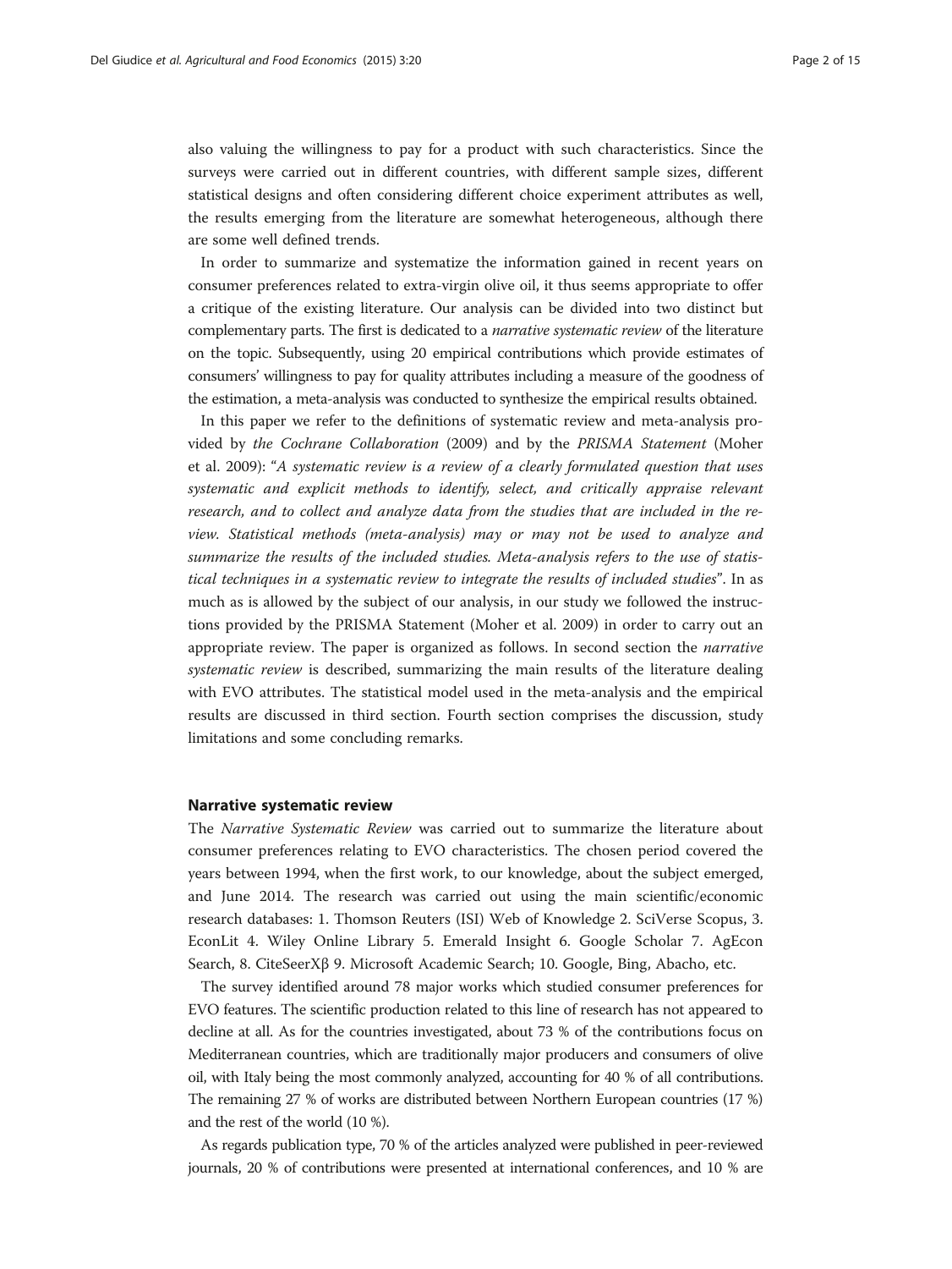also valuing the willingness to pay for a product with such characteristics. Since the surveys were carried out in different countries, with different sample sizes, different statistical designs and often considering different choice experiment attributes as well, the results emerging from the literature are somewhat heterogeneous, although there are some well defined trends.

In order to summarize and systematize the information gained in recent years on consumer preferences related to extra-virgin olive oil, it thus seems appropriate to offer a critique of the existing literature. Our analysis can be divided into two distinct but complementary parts. The first is dedicated to a *narrative systematic review* of the literature on the topic. Subsequently, using 20 empirical contributions which provide estimates of consumers' willingness to pay for quality attributes including a measure of the goodness of the estimation, a meta-analysis was conducted to synthesize the empirical results obtained.

In this paper we refer to the definitions of systematic review and meta-analysis provided by *the Cochrane Collaboration* (2009) and by the *PRISMA Statement* (Moher et al. 2009): "*A systematic review is a review of a clearly formulated question that uses systematic and explicit methods to identify, select, and critically appraise relevant research, and to collect and analyze data from the studies that are included in the review. Statistical methods (meta-analysis) may or may not be used to analyze and summarize the results of the included studies. Meta-analysis refers to the use of statistical techniques in a systematic review to integrate the results of included studies*". In as much as is allowed by the subject of our analysis, in our study we followed the instructions provided by the PRISMA Statement (Moher et al. 2009) in order to carry out an appropriate review. The paper is organized as follows. In second section the *narrative systematic review* is described, summarizing the main results of the literature dealing with EVO attributes. The statistical model used in the meta-analysis and the empirical results are discussed in third section. Fourth section comprises the discussion, study limitations and some concluding remarks.

## Narrative systematic review

The *Narrative Systematic Review* was carried out to summarize the literature about consumer preferences relating to EVO characteristics. The chosen period covered the years between 1994, when the first work, to our knowledge, about the subject emerged, and June 2014. The research was carried out using the main scientific/economic research databases: 1. Thomson Reuters (ISI) Web of Knowledge 2. SciVerse Scopus, 3. EconLit 4. Wiley Online Library 5. Emerald Insight 6. Google Scholar 7. AgEcon Search, 8. CiteSeerXβ 9. Microsoft Academic Search; 10. Google, Bing, Abacho, etc.

The survey identified around 78 major works which studied consumer preferences for EVO features. The scientific production related to this line of research has not appeared to decline at all. As for the countries investigated, about 73 % of the contributions focus on Mediterranean countries, which are traditionally major producers and consumers of olive oil, with Italy being the most commonly analyzed, accounting for 40 % of all contributions. The remaining 27 % of works are distributed between Northern European countries (17 %) and the rest of the world (10 %).

As regards publication type, 70 % of the articles analyzed were published in peer-reviewed journals, 20 % of contributions were presented at international conferences, and 10 % are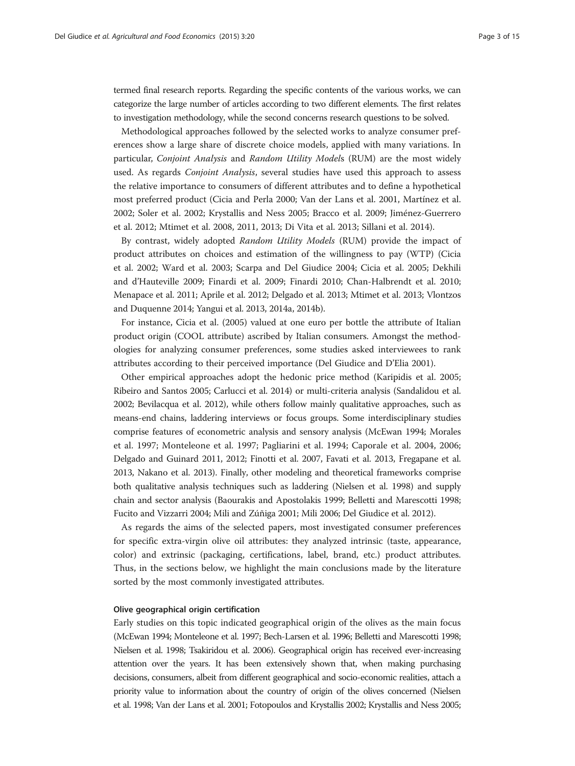termed final research reports. Regarding the specific contents of the various works, we can categorize the large number of articles according to two different elements. The first relates to investigation methodology, while the second concerns research questions to be solved.

Methodological approaches followed by the selected works to analyze consumer preferences show a large share of discrete choice models, applied with many variations. In particular, *Conjoint Analysis* and *Random Utility Model*s (RUM) are the most widely used. As regards *Conjoint Analysis*, several studies have used this approach to assess the relative importance to consumers of different attributes and to define a hypothetical most preferred product (Cicia and Perla 2000; Van der Lans et al. 2001, Martínez et al. 2002; Soler et al. 2002; Krystallis and Ness 2005; Bracco et al. 2009; Jiménez-Guerrero et al. 2012; Mtimet et al. 2008, 2011, 2013; Di Vita et al. 2013; Sillani et al. 2014).

By contrast, widely adopted *Random Utility Models* (RUM) provide the impact of product attributes on choices and estimation of the willingness to pay (WTP) (Cicia et al. 2002; Ward et al. 2003; Scarpa and Del Giudice 2004; Cicia et al. 2005; Dekhili and d'Hauteville 2009; Finardi et al. 2009; Finardi 2010; Chan-Halbrendt et al. 2010; Menapace et al. 2011; Aprile et al. 2012; Delgado et al. 2013; Mtimet et al. 2013; Vlontzos and Duquenne 2014; Yangui et al. 2013, 2014a, 2014b).

For instance, Cicia et al. (2005) valued at one euro per bottle the attribute of Italian product origin (COOL attribute) ascribed by Italian consumers. Amongst the methodologies for analyzing consumer preferences, some studies asked interviewees to rank attributes according to their perceived importance (Del Giudice and D'Elia 2001).

Other empirical approaches adopt the hedonic price method (Karipidis et al. 2005; Ribeiro and Santos 2005; Carlucci et al. 2014) or multi-criteria analysis (Sandalidou et al. 2002; Bevilacqua et al. 2012), while others follow mainly qualitative approaches, such as means-end chains, laddering interviews or focus groups. Some interdisciplinary studies comprise features of econometric analysis and sensory analysis (McEwan 1994; Morales et al. 1997; Monteleone et al. 1997; Pagliarini et al. 1994; Caporale et al. 2004, 2006; Delgado and Guinard 2011, 2012; Finotti et al. 2007, Favati et al. 2013, Fregapane et al. 2013, Nakano et al. 2013). Finally, other modeling and theoretical frameworks comprise both qualitative analysis techniques such as laddering (Nielsen et al. 1998) and supply chain and sector analysis (Baourakis and Apostolakis 1999; Belletti and Marescotti 1998; Fucito and Vizzarri 2004; Mili and Zúñiga 2001; Mili 2006; Del Giudice et al. 2012).

As regards the aims of the selected papers, most investigated consumer preferences for specific extra-virgin olive oil attributes: they analyzed intrinsic (taste, appearance, color) and extrinsic (packaging, certifications, label, brand, etc.) product attributes. Thus, in the sections below, we highlight the main conclusions made by the literature sorted by the most commonly investigated attributes.

## Olive geographical origin certification

Early studies on this topic indicated geographical origin of the olives as the main focus (McEwan 1994; Monteleone et al. 1997; Bech-Larsen et al. 1996; Belletti and Marescotti 1998; Nielsen et al. 1998; Tsakiridou et al. 2006). Geographical origin has received ever-increasing attention over the years. It has been extensively shown that, when making purchasing decisions, consumers, albeit from different geographical and socio-economic realities, attach a priority value to information about the country of origin of the olives concerned (Nielsen et al. 1998; Van der Lans et al. 2001; Fotopoulos and Krystallis 2002; Krystallis and Ness 2005;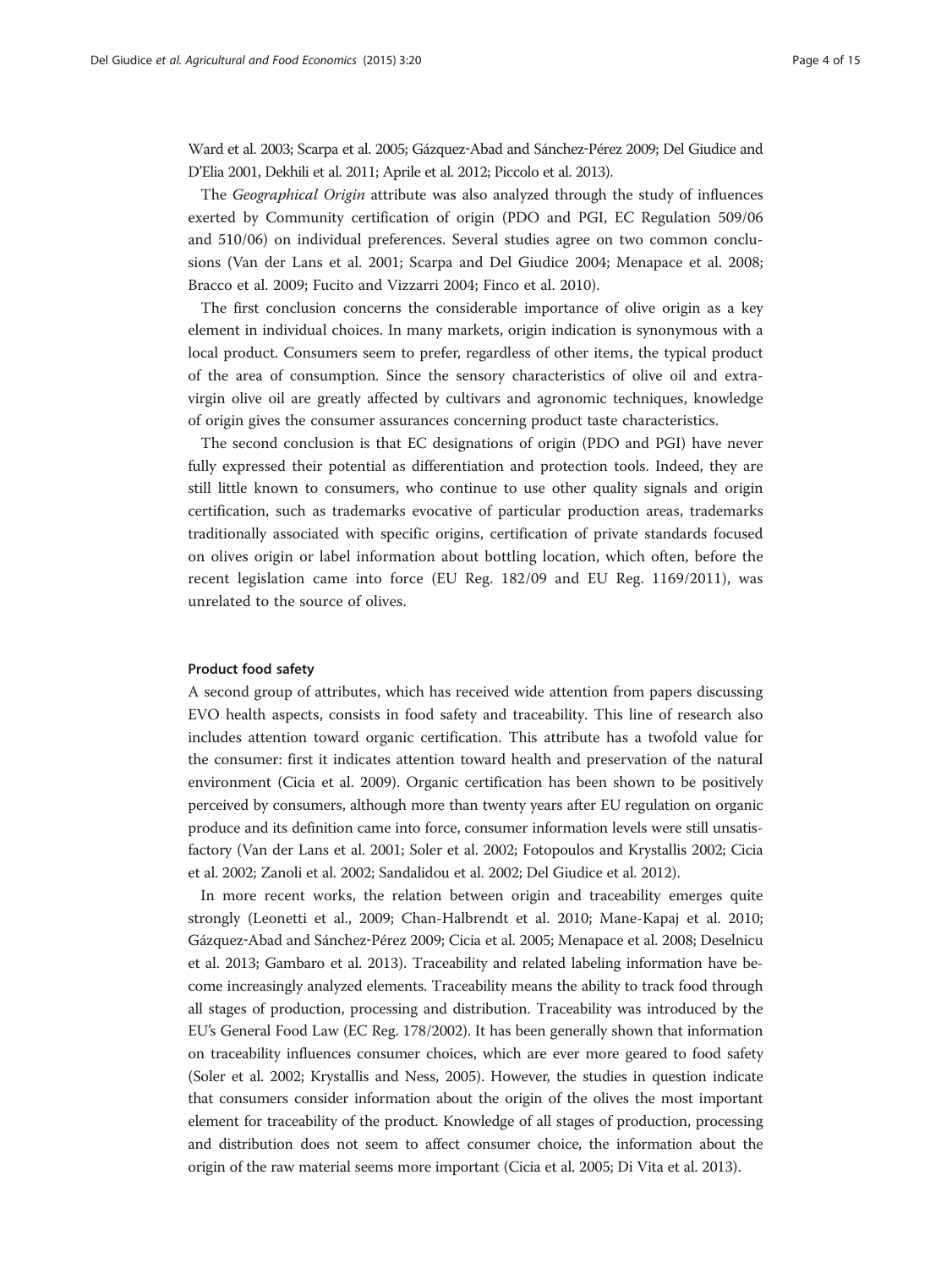Ward et al. 2003; Scarpa et al. 2005; Gázquez-Abad and Sánchez-Pérez 2009; Del Giudice and D'Elia 2001, Dekhili et al. 2011; Aprile et al. 2012; Piccolo et al. 2013).

The *Geographical Origin* attribute was also analyzed through the study of influences exerted by Community certification of origin (PDO and PGI, EC Regulation 509/06 and 510/06) on individual preferences. Several studies agree on two common conclusions (Van der Lans et al. 2001; Scarpa and Del Giudice 2004; Menapace et al. 2008; Bracco et al. 2009; Fucito and Vizzarri 2004; Finco et al. 2010).

The first conclusion concerns the considerable importance of olive origin as a key element in individual choices. In many markets, origin indication is synonymous with a local product. Consumers seem to prefer, regardless of other items, the typical product of the area of consumption. Since the sensory characteristics of olive oil and extra-virgin olive oil are greatly affected by cultivars and agronomic techniques, knowledge of origin gives the consumer assurances concerning product taste characteristics.

The second conclusion is that EC designations of origin (PDO and PGI) have never fully expressed their potential as differentiation and protection tools. Indeed, they are still little known to consumers, who continue to use other quality signals and origin certification, such as trademarks evocative of particular production areas, trademarks traditionally associated with specific origins, certification of private standards focused on olives origin or label information about bottling location, which often, before the recent legislation came into force (EU Reg. 182/09 and EU Reg. 1169/2011), was unrelated to the source of olives.

#### Product food safety

A second group of attributes, which has received wide attention from papers discussing EVO health aspects, consists in food safety and traceability. This line of research also includes attention toward organic certification. This attribute has a twofold value for the consumer: first it indicates attention toward health and preservation of the natural environment (Cicia et al. 2009). Organic certification has been shown to be positively perceived by consumers, although more than twenty years after EU regulation on organic produce and its definition came into force, consumer information levels were still unsatisfactory (Van der Lans et al. 2001; Soler et al. 2002; Fotopoulos and Krystallis 2002; Cicia et al. 2002; Zanoli et al. 2002; Sandalidou et al. 2002; Del Giudice et al. 2012).

In more recent works, the relation between origin and traceability emerges quite strongly (Leonetti et al., 2009; Chan-Halbrendt et al. 2010; Mane-Kapaj et al. 2010; Gázquez-Abad and Sánchez-Pérez 2009; Cicia et al. 2005; Menapace et al. 2008; Deselnicu et al. 2013; Gambaro et al. 2013). Traceability and related labeling information have become increasingly analyzed elements. Traceability means the ability to track food through all stages of production, processing and distribution. Traceability was introduced by the EU's General Food Law (EC Reg. 178/2002). It has been generally shown that information on traceability influences consumer choices, which are ever more geared to food safety (Soler et al. 2002; Krystallis and Ness, 2005). However, the studies in question indicate that consumers consider information about the origin of the olives the most important element for traceability of the product. Knowledge of all stages of production, processing and distribution does not seem to affect consumer choice, the information about the origin of the raw material seems more important (Cicia et al. 2005; Di Vita et al. 2013).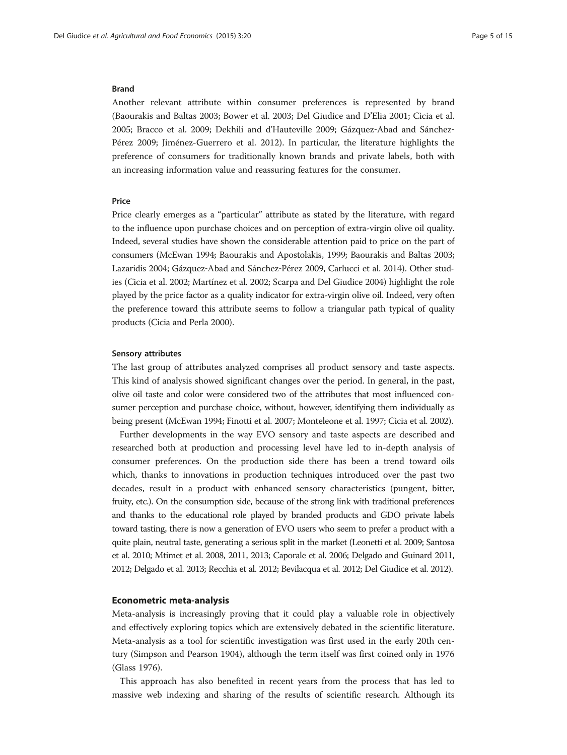#### Brand

Another relevant attribute within consumer preferences is represented by brand (Baourakis and Baltas 2003; Bower et al. 2003; Del Giudice and D'Elia 2001; Cicia et al. 2005; Bracco et al. 2009; Dekhili and d'Hauteville 2009; Gázquez-Abad and Sánchez-Pérez 2009; Jiménez-Guerrero et al. 2012). In particular, the literature highlights the preference of consumers for traditionally known brands and private labels, both with an increasing information value and reassuring features for the consumer.

#### Price

Price clearly emerges as a "particular" attribute as stated by the literature, with regard to the influence upon purchase choices and on perception of extra-virgin olive oil quality. Indeed, several studies have shown the considerable attention paid to price on the part of consumers (McEwan 1994; Baourakis and Apostolakis, 1999; Baourakis and Baltas 2003; Lazaridis 2004; Gázquez-Abad and Sánchez-Pérez 2009, Carlucci et al. 2014). Other studies (Cicia et al. 2002; Martínez et al. 2002; Scarpa and Del Giudice 2004) highlight the role played by the price factor as a quality indicator for extra-virgin olive oil. Indeed, very often the preference toward this attribute seems to follow a triangular path typical of quality products (Cicia and Perla 2000).

#### Sensory attributes

The last group of attributes analyzed comprises all product sensory and taste aspects. This kind of analysis showed significant changes over the period. In general, in the past, olive oil taste and color were considered two of the attributes that most influenced consumer perception and purchase choice, without, however, identifying them individually as being present (McEwan 1994; Finotti et al. 2007; Monteleone et al. 1997; Cicia et al. 2002).

Further developments in the way EVO sensory and taste aspects are described and researched both at production and processing level have led to in-depth analysis of consumer preferences. On the production side there has been a trend toward oils which, thanks to innovations in production techniques introduced over the past two decades, result in a product with enhanced sensory characteristics (pungent, bitter, fruity, etc.). On the consumption side, because of the strong link with traditional preferences and thanks to the educational role played by branded products and GDO private labels toward tasting, there is now a generation of EVO users who seem to prefer a product with a quite plain, neutral taste, generating a serious split in the market (Leonetti et al. 2009; Santosa et al. 2010; Mtimet et al. 2008, 2011, 2013; Caporale et al. 2006; Delgado and Guinard 2011, 2012; Delgado et al. 2013; Recchia et al. 2012; Bevilacqua et al. 2012; Del Giudice et al. 2012).

### Econometric meta-analysis

Meta-analysis is increasingly proving that it could play a valuable role in objectively and effectively exploring topics which are extensively debated in the scientific literature. Meta-analysis as a tool for scientific investigation was first used in the early 20th century (Simpson and Pearson 1904), although the term itself was first coined only in 1976 (Glass 1976).

This approach has also benefited in recent years from the process that has led to massive web indexing and sharing of the results of scientific research. Although its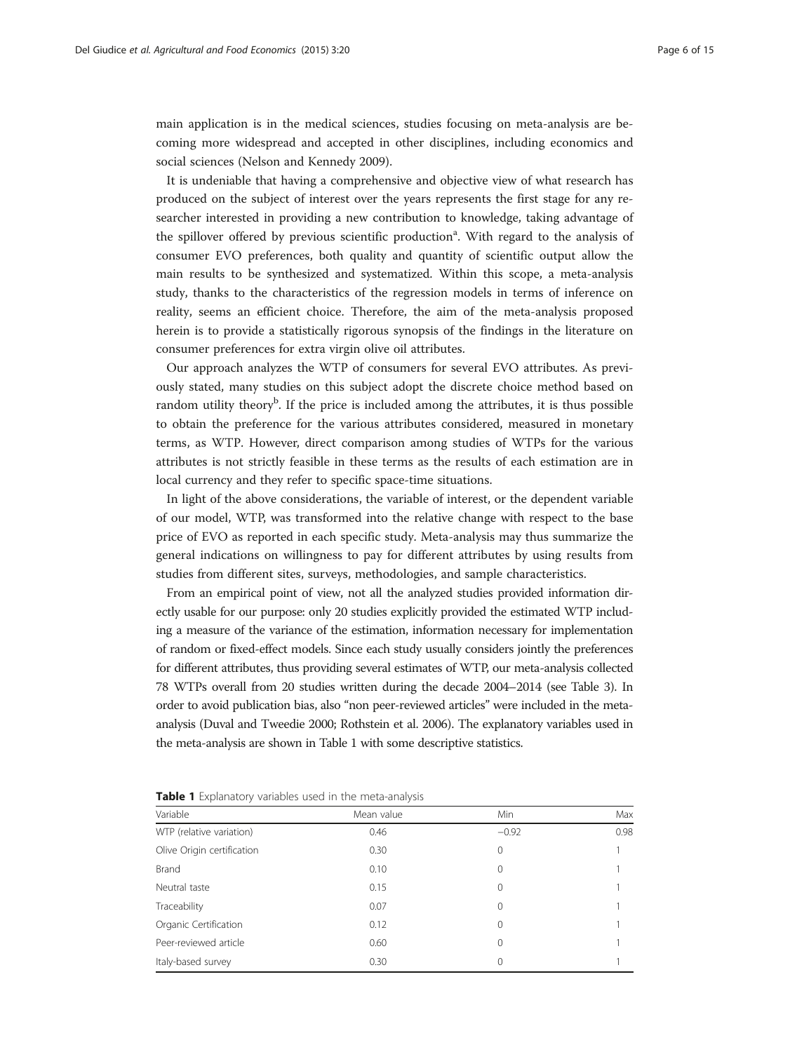main application is in the medical sciences, studies focusing on meta-analysis are becoming more widespread and accepted in other disciplines, including economics and social sciences (Nelson and Kennedy 2009).

It is undeniable that having a comprehensive and objective view of what research has produced on the subject of interest over the years represents the first stage for any researcher interested in providing a new contribution to knowledge, taking advantage of the spillover offered by previous scientific production[a]. With regard to the analysis of consumer EVO preferences, both quality and quantity of scientific output allow the main results to be synthesized and systematized. Within this scope, a meta-analysis study, thanks to the characteristics of the regression models in terms of inference on reality, seems an efficient choice. Therefore, the aim of the meta-analysis proposed herein is to provide a statistically rigorous synopsis of the findings in the literature on consumer preferences for extra virgin olive oil attributes.

Our approach analyzes the WTP of consumers for several EVO attributes. As previously stated, many studies on this subject adopt the discrete choice method based on random utility theory[b]. If the price is included among the attributes, it is thus possible to obtain the preference for the various attributes considered, measured in monetary terms, as WTP. However, direct comparison among studies of WTPs for the various attributes is not strictly feasible in these terms as the results of each estimation are in local currency and they refer to specific space-time situations.

In light of the above considerations, the variable of interest, or the dependent variable of our model, WTP, was transformed into the relative change with respect to the base price of EVO as reported in each specific study. Meta-analysis may thus summarize the general indications on willingness to pay for different attributes by using results from studies from different sites, surveys, methodologies, and sample characteristics.

From an empirical point of view, not all the analyzed studies provided information directly usable for our purpose: only 20 studies explicitly provided the estimated WTP including a measure of the variance of the estimation, information necessary for implementation of random or fixed-effect models. Since each study usually considers jointly the preferences for different attributes, thus providing several estimates of WTP, our meta-analysis collected 78 WTPs overall from 20 studies written during the decade 2004–2014 (see Table 3). In order to avoid publication bias, also "non peer-reviewed articles" were included in the meta-analysis (Duval and Tweedie 2000; Rothstein et al. 2006). The explanatory variables used in the meta-analysis are shown in Table 1 with some descriptive statistics.

**Table 1** Explanatory variables used in the meta-analysis

| Variable | Mean value | Min | Max |
|---|---|---|---|
| WTP (relative variation) | 0.46 | −0.92 | 0.98 |
| Olive Origin certification | 0.30 | 0 | 1 |
| Brand | 0.10 | 0 | 1 |
| Neutral taste | 0.15 | 0 | 1 |
| Traceability | 0.07 | 0 | 1 |
| Organic Certification | 0.12 | 0 | 1 |
| Peer-reviewed article | 0.60 | 0 | 1 |
| Italy-based survey | 0.30 | 0 | 1 |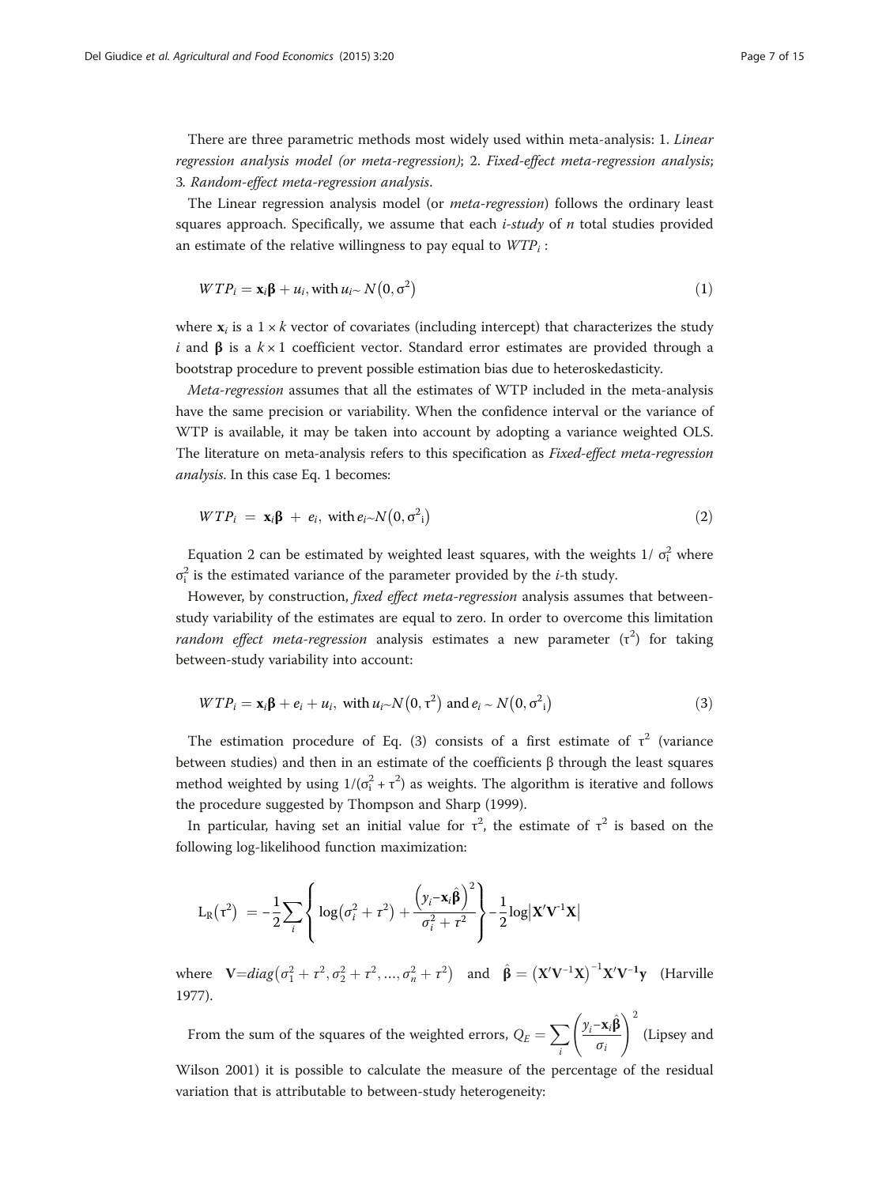There are three parametric methods most widely used within meta-analysis: 1. *Linear regression analysis model (or meta-regression)*; 2. *Fixed-effect meta-regression analysis*; 3. *Random-effect meta-regression analysis*.

The Linear regression analysis model (or *meta-regression*) follows the ordinary least squares approach. Specifically, we assume that each *i-study* of *n* total studies provided an estimate of the relative willingness to pay equal to $WTP_i$ :

$$WTP_i = \mathbf{x}_i\boldsymbol{\beta} + u_i, \text{with } u_i \sim N(0, \sigma^2) \tag{1}$$

where $\mathbf{x}_i$ is a $1 \times k$ vector of covariates (including intercept) that characterizes the study $i$ and $\boldsymbol{\beta}$ is a $k \times 1$ coefficient vector. Standard error estimates are provided through a bootstrap procedure to prevent possible estimation bias due to heteroskedasticity.

*Meta-regression* assumes that all the estimates of WTP included in the meta-analysis have the same precision or variability. When the confidence interval or the variance of WTP is available, it may be taken into account by adopting a variance weighted OLS. The literature on meta-analysis refers to this specification as *Fixed-effect meta-regression analysis*. In this case Eq. 1 becomes:

$$WTP_i = \mathbf{x}_i\boldsymbol{\beta} + e_i, \text{ with } e_i \sim N(0, \sigma^2{}_i) \tag{2}$$

Equation 2 can be estimated by weighted least squares, with the weights $1/\sigma_i^2$ where $\sigma_i^2$ is the estimated variance of the parameter provided by the *i*-th study.

However, by construction, *fixed effect meta-regression* analysis assumes that between-study variability of the estimates are equal to zero. In order to overcome this limitation *random effect meta-regression* analysis estimates a new parameter ($\tau^2$) for taking between-study variability into account:

$$WTP_i = \mathbf{x}_i\boldsymbol{\beta} + e_i + u_i, \text{ with } u_i \sim N(0, \tau^2) \text{ and } e_i \sim N(0, \sigma^2{}_i) \tag{3}$$

The estimation procedure of Eq. (3) consists of a first estimate of $\tau^2$ (variance between studies) and then in an estimate of the coefficients β through the least squares method weighted by using $1/(\sigma_i^2 + \tau^2)$ as weights. The algorithm is iterative and follows the procedure suggested by Thompson and Sharp (1999).

In particular, having set an initial value for $\tau^2$, the estimate of $\tau^2$ is based on the following log-likelihood function maximization:

$$L_R(\tau^2) = -\frac{1}{2}\sum_i \left\{ \log(\sigma_i^2 + \tau^2) + \frac{\left(y_i - \mathbf{x}_i\hat{\boldsymbol{\beta}}\right)^2}{\sigma_i^2 + \tau^2} \right\} - \frac{1}{2}\log\left|\mathbf{X}'\mathbf{V}^{-1}\mathbf{X}\right|$$

where $\mathbf{V} = diag(\sigma_1^2 + \tau^2, \sigma_2^2 + \tau^2, \ldots, \sigma_n^2 + \tau^2)$ and $\hat{\boldsymbol{\beta}} = \left(\mathbf{X}'\mathbf{V}^{-1}\mathbf{X}\right)^{-1}\mathbf{X}'\mathbf{V}^{-1}\mathbf{y}$ (Harville 1977).

From the sum of the squares of the weighted errors, $Q_E = \sum_i \left(\frac{y_i - \mathbf{x}_i\hat{\boldsymbol{\beta}}}{\sigma_i}\right)^2$ (Lipsey and Wilson 2001) it is possible to calculate the measure of the percentage of the residual variation that is attributable to between-study heterogeneity: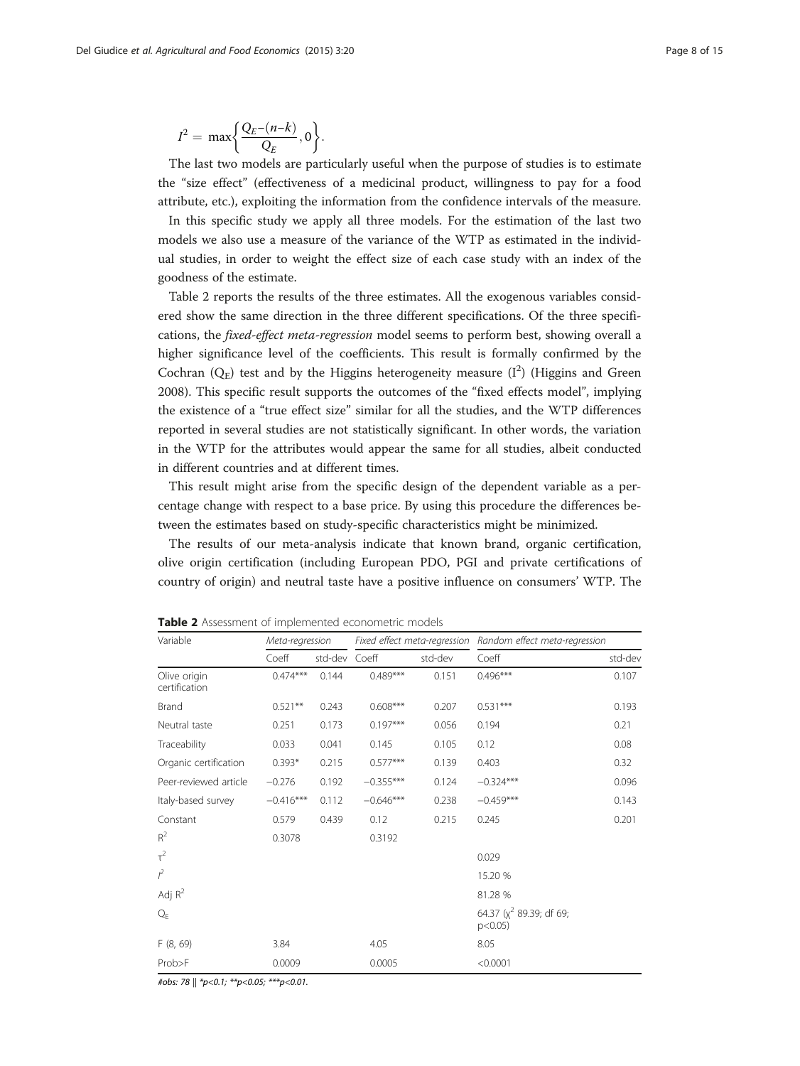$$I^2 = \max\left\{\frac{Q_E-(n-k)}{Q_E}, 0\right\}.$$

The last two models are particularly useful when the purpose of studies is to estimate the "size effect" (effectiveness of a medicinal product, willingness to pay for a food attribute, etc.), exploiting the information from the confidence intervals of the measure.

In this specific study we apply all three models. For the estimation of the last two models we also use a measure of the variance of the WTP as estimated in the individual studies, in order to weight the effect size of each case study with an index of the goodness of the estimate.

Table 2 reports the results of the three estimates. All the exogenous variables considered show the same direction in the three different specifications. Of the three specifications, the *fixed-effect meta-regression* model seems to perform best, showing overall a higher significance level of the coefficients. This result is formally confirmed by the Cochran ($Q_E$) test and by the Higgins heterogeneity measure ($I^2$) (Higgins and Green 2008). This specific result supports the outcomes of the "fixed effects model", implying the existence of a "true effect size" similar for all the studies, and the WTP differences reported in several studies are not statistically significant. In other words, the variation in the WTP for the attributes would appear the same for all studies, albeit conducted in different countries and at different times.

This result might arise from the specific design of the dependent variable as a percentage change with respect to a base price. By using this procedure the differences between the estimates based on study-specific characteristics might be minimized.

The results of our meta-analysis indicate that known brand, organic certification, olive origin certification (including European PDO, PGI and private certifications of country of origin) and neutral taste have a positive influence on consumers' WTP. The

**Table 2** Assessment of implemented econometric models

| Variable | *Meta-regression* | | *Fixed effect meta-regression* | | *Random effect meta-regression* | |
|---|---|---|---|---|---|---|
| | Coeff | std-dev | Coeff | std-dev | Coeff | std-dev |
| Olive origin certification | 0.474*** | 0.144 | 0.489*** | 0.151 | 0.496*** | 0.107 |
| Brand | 0.521** | 0.243 | 0.608*** | 0.207 | 0.531*** | 0.193 |
| Neutral taste | 0.251 | 0.173 | 0.197*** | 0.056 | 0.194 | 0.21 |
| Traceability | 0.033 | 0.041 | 0.145 | 0.105 | 0.12 | 0.08 |
| Organic certification | 0.393* | 0.215 | 0.577*** | 0.139 | 0.403 | 0.32 |
| Peer-reviewed article | −0.276 | 0.192 | −0.355*** | 0.124 | −0.324*** | 0.096 |
| Italy-based survey | −0.416*** | 0.112 | −0.646*** | 0.238 | −0.459*** | 0.143 |
| Constant | 0.579 | 0.439 | 0.12 | 0.215 | 0.245 | 0.201 |
| $R^2$ | 0.3078 | | 0.3192 | | | |
| $\tau^2$ | | | | | 0.029 | |
| $I^2$ | | | | | 15.20 % | |
| Adj $R^2$ | | | | | 81.28 % | |
| $Q_E$ | | | | | 64.37 ($\chi^2$ 89.39; df 69; $p<0.05$) | |
| F (8, 69) | 3.84 | | 4.05 | | 8.05 | |
| Prob>F | 0.0009 | | 0.0005 | | <0.0001 | |

*#obs: 78 || *p<0.1; **p<0.05; ***p<0.01.*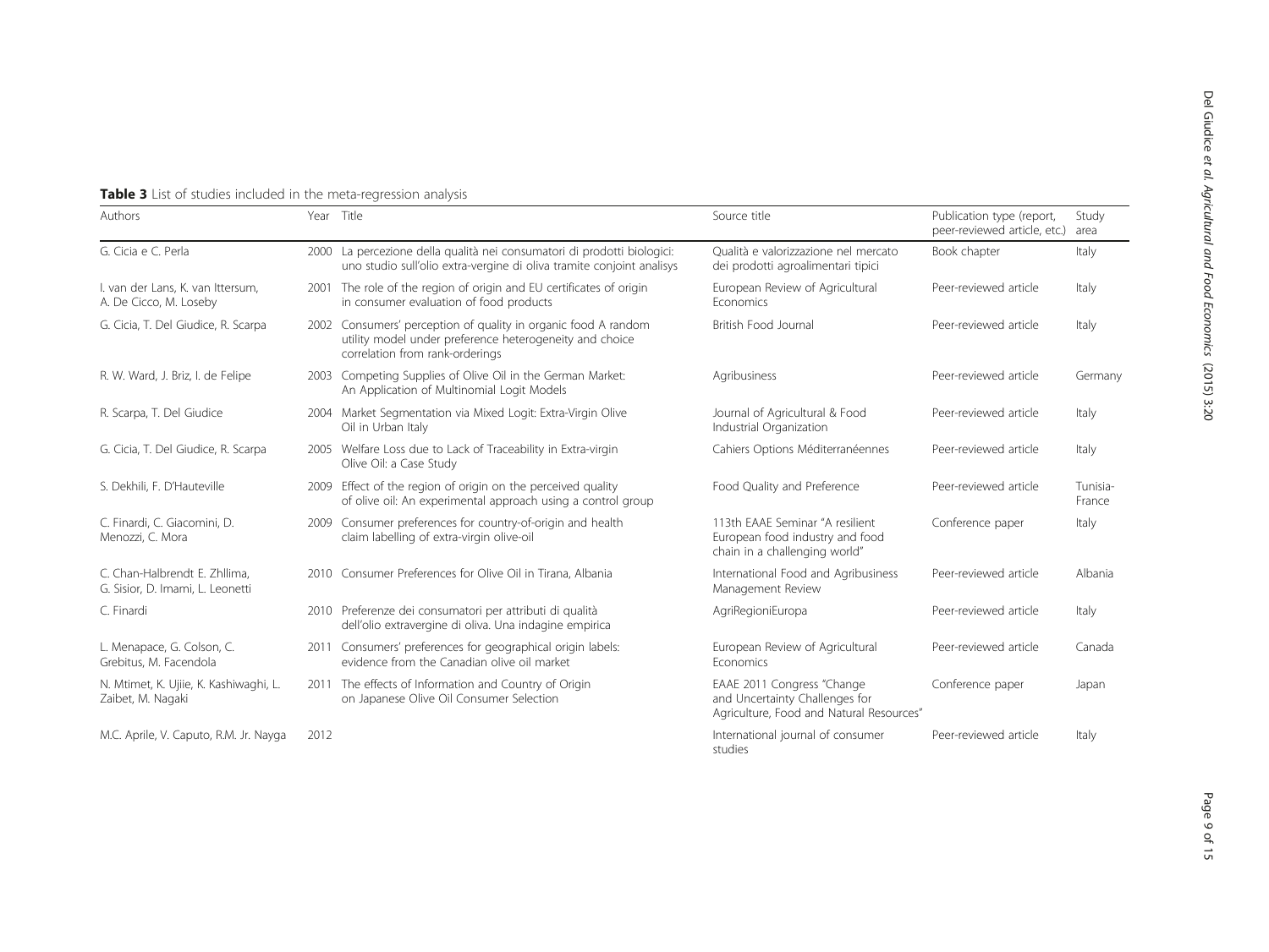**Table 3** List of studies included in the meta-regression analysis

| Authors | Year | Title | Source title | Publication type (report, peer-reviewed article, etc.) | Study area |
|---|---|---|---|---|---|
| G. Cicia e C. Perla | 2000 | La percezione della qualità nei consumatori di prodotti biologici: uno studio sull'olio extra-vergine di oliva tramite conjoint analisys | Qualità e valorizzazione nel mercato dei prodotti agroalimentari tipici | Book chapter | Italy |
| I. van der Lans, K. van Ittersum, A. De Cicco, M. Loseby | 2001 | The role of the region of origin and EU certificates of origin in consumer evaluation of food products | European Review of Agricultural Economics | Peer-reviewed article | Italy |
| G. Cicia, T. Del Giudice, R. Scarpa | 2002 | Consumers' perception of quality in organic food A random utility model under preference heterogeneity and choice correlation from rank-orderings | British Food Journal | Peer-reviewed article | Italy |
| R. W. Ward, J. Briz, I. de Felipe | 2003 | Competing Supplies of Olive Oil in the German Market: An Application of Multinomial Logit Models | Agribusiness | Peer-reviewed article | Germany |
| R. Scarpa, T. Del Giudice | 2004 | Market Segmentation via Mixed Logit: Extra-Virgin Olive Oil in Urban Italy | Journal of Agricultural & Food Industrial Organization | Peer-reviewed article | Italy |
| G. Cicia, T. Del Giudice, R. Scarpa | 2005 | Welfare Loss due to Lack of Traceability in Extra-virgin Olive Oil: a Case Study | Cahiers Options Méditerranéennes | Peer-reviewed article | Italy |
| S. Dekhili, F. D'Hauteville | 2009 | Effect of the region of origin on the perceived quality of olive oil: An experimental approach using a control group | Food Quality and Preference | Peer-reviewed article | Tunisia-France |
| C. Finardi, C. Giacomini, D. Menozzi, C. Mora | 2009 | Consumer preferences for country-of-origin and health claim labelling of extra-virgin olive-oil | 113th EAAE Seminar "A resilient European food industry and food chain in a challenging world" | Conference paper | Italy |
| C. Chan-Halbrendt E. Zhllima, G. Sisior, D. Imami, L. Leonetti | 2010 | Consumer Preferences for Olive Oil in Tirana, Albania | International Food and Agribusiness Management Review | Peer-reviewed article | Albania |
| C. Finardi | 2010 | Preferenze dei consumatori per attributi di qualità dell'olio extravergine di oliva. Una indagine empirica | AgriRegioniEuropa | Peer-reviewed article | Italy |
| L. Menapace, G. Colson, C. Grebitus, M. Facendola | 2011 | Consumers' preferences for geographical origin labels: evidence from the Canadian olive oil market | European Review of Agricultural Economics | Peer-reviewed article | Canada |
| N. Mtimet, K. Ujiie, K. Kashiwaghi, L. Zaibet, M. Nagaki | 2011 | The effects of Information and Country of Origin on Japanese Olive Oil Consumer Selection | EAAE 2011 Congress "Change and Uncertainty Challenges for Agriculture, Food and Natural Resources" | Conference paper | Japan |
| M.C. Aprile, V. Caputo, R.M. Jr. Nayga | 2012 | | International journal of consumer studies | Peer-reviewed article | Italy |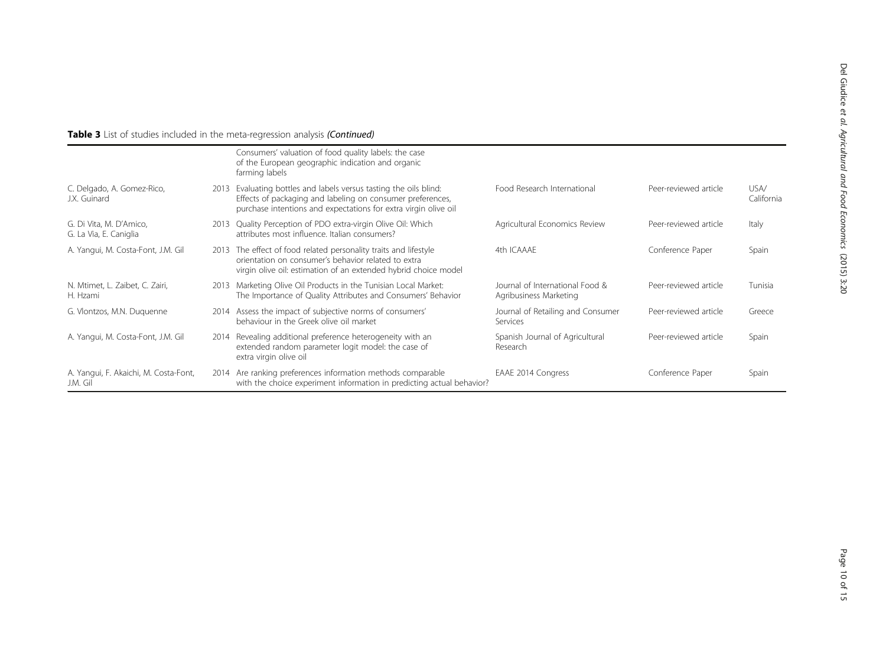**Table 3** List of studies included in the meta-regression analysis *(Continued)*

| | | | | | |
|---|---|---|---|---|---|
| | | Consumers' valuation of food quality labels: the case of the European geographic indication and organic farming labels | | | |
| C. Delgado, A. Gomez-Rico, J.X. Guinard | 2013 | Evaluating bottles and labels versus tasting the oils blind: Effects of packaging and labeling on consumer preferences, purchase intentions and expectations for extra virgin olive oil | Food Research International | Peer-reviewed article | USA/ California |
| G. Di Vita, M. D'Amico, G. La Via, E. Caniglia | 2013 | Quality Perception of PDO extra-virgin Olive Oil: Which attributes most influence. Italian consumers? | Agricultural Economics Review | Peer-reviewed article | Italy |
| A. Yangui, M. Costa-Font, J.M. Gil | 2013 | The effect of food related personality traits and lifestyle orientation on consumer's behavior related to extra virgin olive oil: estimation of an extended hybrid choice model | 4th ICAAAE | Conference Paper | Spain |
| N. Mtimet, L. Zaibet, C. Zairi, H. Hzami | 2013 | Marketing Olive Oil Products in the Tunisian Local Market: The Importance of Quality Attributes and Consumers' Behavior | Journal of International Food & Agribusiness Marketing | Peer-reviewed article | Tunisia |
| G. Vlontzos, M.N. Duquenne | 2014 | Assess the impact of subjective norms of consumers' behaviour in the Greek olive oil market | Journal of Retailing and Consumer Services | Peer-reviewed article | Greece |
| A. Yangui, M. Costa-Font, J.M. Gil | 2014 | Revealing additional preference heterogeneity with an extended random parameter logit model: the case of extra virgin olive oil | Spanish Journal of Agricultural Research | Peer-reviewed article | Spain |
| A. Yangui, F. Akaichi, M. Costa-Font, J.M. Gil | 2014 | Are ranking preferences information methods comparable with the choice experiment information in predicting actual behavior? | EAAE 2014 Congress | Conference Paper | Spain |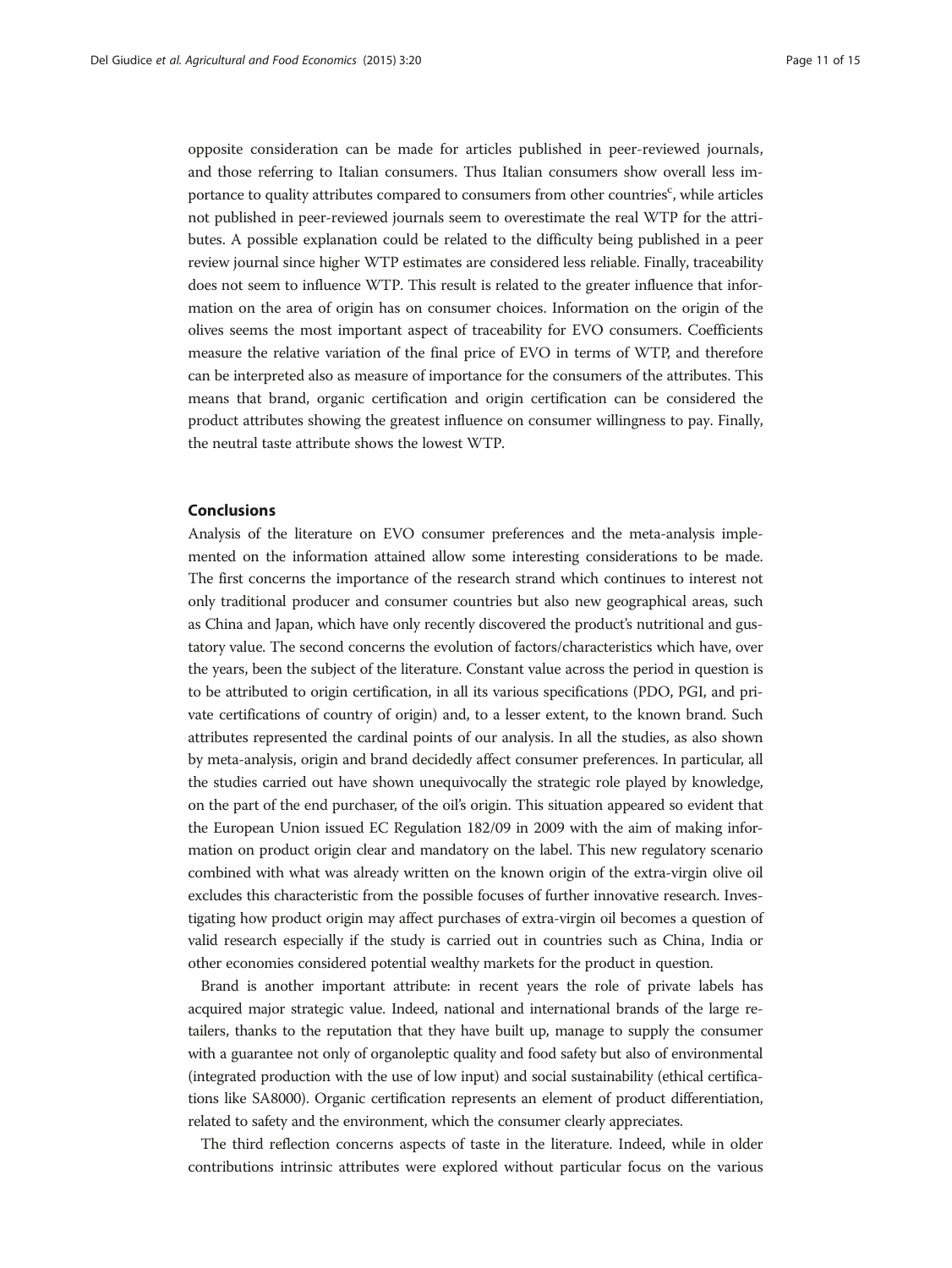opposite consideration can be made for articles published in peer-reviewed journals, and those referring to Italian consumers. Thus Italian consumers show overall less importance to quality attributes compared to consumers from other countries[c], while articles not published in peer-reviewed journals seem to overestimate the real WTP for the attributes. A possible explanation could be related to the difficulty being published in a peer review journal since higher WTP estimates are considered less reliable. Finally, traceability does not seem to influence WTP. This result is related to the greater influence that information on the area of origin has on consumer choices. Information on the origin of the olives seems the most important aspect of traceability for EVO consumers. Coefficients measure the relative variation of the final price of EVO in terms of WTP, and therefore can be interpreted also as measure of importance for the consumers of the attributes. This means that brand, organic certification and origin certification can be considered the product attributes showing the greatest influence on consumer willingness to pay. Finally, the neutral taste attribute shows the lowest WTP.

## Conclusions

Analysis of the literature on EVO consumer preferences and the meta-analysis implemented on the information attained allow some interesting considerations to be made. The first concerns the importance of the research strand which continues to interest not only traditional producer and consumer countries but also new geographical areas, such as China and Japan, which have only recently discovered the product's nutritional and gustatory value. The second concerns the evolution of factors/characteristics which have, over the years, been the subject of the literature. Constant value across the period in question is to be attributed to origin certification, in all its various specifications (PDO, PGI, and private certifications of country of origin) and, to a lesser extent, to the known brand. Such attributes represented the cardinal points of our analysis. In all the studies, as also shown by meta-analysis, origin and brand decidedly affect consumer preferences. In particular, all the studies carried out have shown unequivocally the strategic role played by knowledge, on the part of the end purchaser, of the oil's origin. This situation appeared so evident that the European Union issued EC Regulation 182/09 in 2009 with the aim of making information on product origin clear and mandatory on the label. This new regulatory scenario combined with what was already written on the known origin of the extra-virgin olive oil excludes this characteristic from the possible focuses of further innovative research. Investigating how product origin may affect purchases of extra-virgin oil becomes a question of valid research especially if the study is carried out in countries such as China, India or other economies considered potential wealthy markets for the product in question.

Brand is another important attribute: in recent years the role of private labels has acquired major strategic value. Indeed, national and international brands of the large retailers, thanks to the reputation that they have built up, manage to supply the consumer with a guarantee not only of organoleptic quality and food safety but also of environmental (integrated production with the use of low input) and social sustainability (ethical certifications like SA8000). Organic certification represents an element of product differentiation, related to safety and the environment, which the consumer clearly appreciates.

The third reflection concerns aspects of taste in the literature. Indeed, while in older contributions intrinsic attributes were explored without particular focus on the various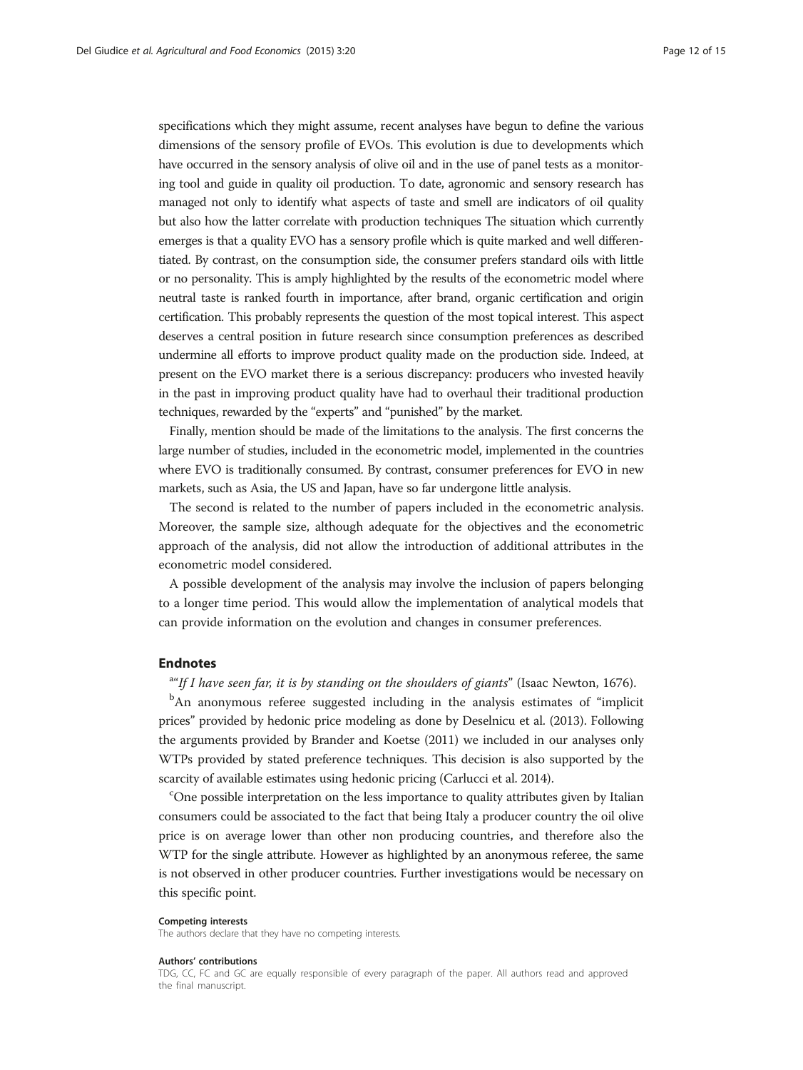specifications which they might assume, recent analyses have begun to define the various dimensions of the sensory profile of EVOs. This evolution is due to developments which have occurred in the sensory analysis of olive oil and in the use of panel tests as a monitoring tool and guide in quality oil production. To date, agronomic and sensory research has managed not only to identify what aspects of taste and smell are indicators of oil quality but also how the latter correlate with production techniques The situation which currently emerges is that a quality EVO has a sensory profile which is quite marked and well differentiated. By contrast, on the consumption side, the consumer prefers standard oils with little or no personality. This is amply highlighted by the results of the econometric model where neutral taste is ranked fourth in importance, after brand, organic certification and origin certification. This probably represents the question of the most topical interest. This aspect deserves a central position in future research since consumption preferences as described undermine all efforts to improve product quality made on the production side. Indeed, at present on the EVO market there is a serious discrepancy: producers who invested heavily in the past in improving product quality have had to overhaul their traditional production techniques, rewarded by the "experts" and "punished" by the market.

Finally, mention should be made of the limitations to the analysis. The first concerns the large number of studies, included in the econometric model, implemented in the countries where EVO is traditionally consumed. By contrast, consumer preferences for EVO in new markets, such as Asia, the US and Japan, have so far undergone little analysis.

The second is related to the number of papers included in the econometric analysis. Moreover, the sample size, although adequate for the objectives and the econometric approach of the analysis, did not allow the introduction of additional attributes in the econometric model considered.

A possible development of the analysis may involve the inclusion of papers belonging to a longer time period. This would allow the implementation of analytical models that can provide information on the evolution and changes in consumer preferences.

## Endnotes

[a]"*If I have seen far, it is by standing on the shoulders of giants*" (Isaac Newton, 1676).

[b]An anonymous referee suggested including in the analysis estimates of "implicit prices" provided by hedonic price modeling as done by Deselnicu et al. (2013). Following the arguments provided by Brander and Koetse (2011) we included in our analyses only WTPs provided by stated preference techniques. This decision is also supported by the scarcity of available estimates using hedonic pricing (Carlucci et al. 2014).

[c]One possible interpretation on the less importance to quality attributes given by Italian consumers could be associated to the fact that being Italy a producer country the oil olive price is on average lower than other non producing countries, and therefore also the WTP for the single attribute. However as highlighted by an anonymous referee, the same is not observed in other producer countries. Further investigations would be necessary on this specific point.

#### Competing interests

The authors declare that they have no competing interests.

#### Authors' contributions

TDG, CC, FC and GC are equally responsible of every paragraph of the paper. All authors read and approved the final manuscript.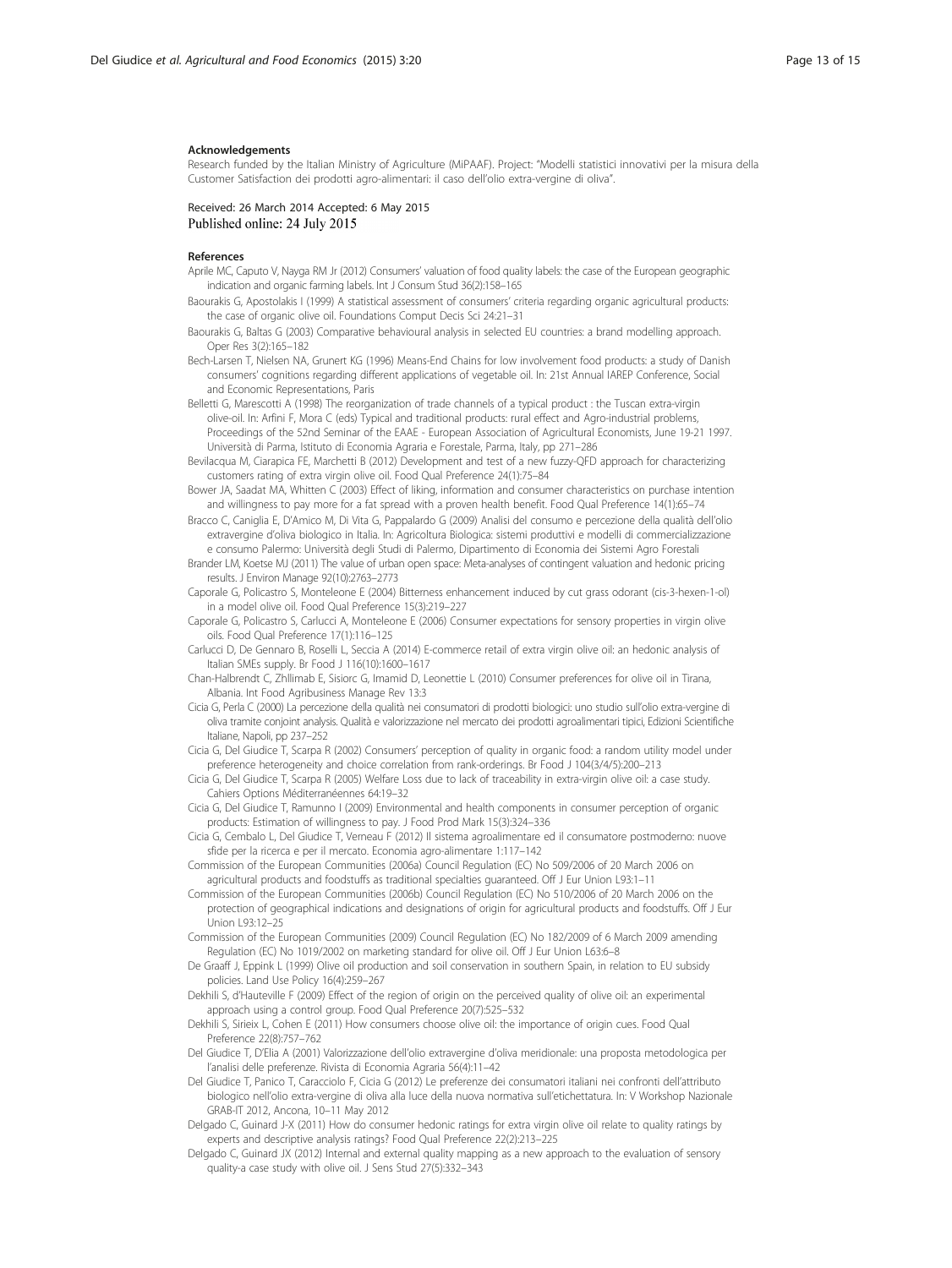#### Acknowledgements

Research funded by the Italian Ministry of Agriculture (MiPAAF). Project: "Modelli statistici innovativi per la misura della Customer Satisfaction dei prodotti agro-alimentari: il caso dell'olio extra-vergine di oliva".

Received: 26 March 2014 Accepted: 6 May 2015
Published online: 24 July 2015

#### References

Aprile MC, Caputo V, Nayga RM Jr (2012) Consumers' valuation of food quality labels: the case of the European geographic indication and organic farming labels. Int J Consum Stud 36(2):158–165

Baourakis G, Apostolakis I (1999) A statistical assessment of consumers' criteria regarding organic agricultural products: the case of organic olive oil. Foundations Comput Decis Sci 24:21–31

Baourakis G, Baltas G (2003) Comparative behavioural analysis in selected EU countries: a brand modelling approach. Oper Res 3(2):165–182

Bech-Larsen T, Nielsen NA, Grunert KG (1996) Means-End Chains for low involvement food products: a study of Danish consumers' cognitions regarding different applications of vegetable oil. In: 21st Annual IAREP Conference, Social and Economic Representations, Paris

Belletti G, Marescotti A (1998) The reorganization of trade channels of a typical product : the Tuscan extra-virgin olive-oil. In: Arfini F, Mora C (eds) Typical and traditional products: rural effect and Agro-industrial problems, Proceedings of the 52nd Seminar of the EAAE - European Association of Agricultural Economists, June 19-21 1997. Università di Parma, Istituto di Economia Agraria e Forestale, Parma, Italy, pp 271–286

Bevilacqua M, Ciarapica FE, Marchetti B (2012) Development and test of a new fuzzy-QFD approach for characterizing customers rating of extra virgin olive oil. Food Qual Preference 24(1):75–84

Bower JA, Saadat MA, Whitten C (2003) Effect of liking, information and consumer characteristics on purchase intention and willingness to pay more for a fat spread with a proven health benefit. Food Qual Preference 14(1):65–74

Bracco C, Caniglia E, D'Amico M, Di Vita G, Pappalardo G (2009) Analisi del consumo e percezione della qualità dell'olio extravergine d'oliva biologico in Italia. In: Agricoltura Biologica: sistemi produttivi e modelli di commercializzazione e consumo Palermo: Università degli Studi di Palermo, Dipartimento di Economia dei Sistemi Agro Forestali

Brander LM, Koetse MJ (2011) The value of urban open space: Meta-analyses of contingent valuation and hedonic pricing results. J Environ Manage 92(10):2763–2773

Caporale G, Policastro S, Monteleone E (2004) Bitterness enhancement induced by cut grass odorant (cis-3-hexen-1-ol) in a model olive oil. Food Qual Preference 15(3):219–227

Caporale G, Policastro S, Carlucci A, Monteleone E (2006) Consumer expectations for sensory properties in virgin olive oils. Food Qual Preference 17(1):116–125

Carlucci D, De Gennaro B, Roselli L, Seccia A (2014) E-commerce retail of extra virgin olive oil: an hedonic analysis of Italian SMEs supply. Br Food J 116(10):1600–1617

Chan-Halbrendt C, Zhllimab E, Sisiorc G, Imamid D, Leonettie L (2010) Consumer preferences for olive oil in Tirana, Albania. Int Food Agribusiness Manage Rev 13:3

Cicia G, Perla C (2000) La percezione della qualità nei consumatori di prodotti biologici: uno studio sull'olio extra-vergine di oliva tramite conjoint analysis. Qualità e valorizzazione nel mercato dei prodotti agroalimentari tipici, Edizioni Scientifiche Italiane, Napoli, pp 237–252

Cicia G, Del Giudice T, Scarpa R (2002) Consumers' perception of quality in organic food: a random utility model under preference heterogeneity and choice correlation from rank-orderings. Br Food J 104(3/4/5):200–213

Cicia G, Del Giudice T, Scarpa R (2005) Welfare Loss due to lack of traceability in extra-virgin olive oil: a case study. Cahiers Options Méditerranéennes 64:19–32

Cicia G, Del Giudice T, Ramunno I (2009) Environmental and health components in consumer perception of organic products: Estimation of willingness to pay. J Food Prod Mark 15(3):324–336

Cicia G, Cembalo L, Del Giudice T, Verneau F (2012) Il sistema agroalimentare ed il consumatore postmoderno: nuove sfide per la ricerca e per il mercato. Economia agro-alimentare 1:117–142

Commission of the European Communities (2006a) Council Regulation (EC) No 509/2006 of 20 March 2006 on agricultural products and foodstuffs as traditional specialties guaranteed. Off J Eur Union L93:1–11

Commission of the European Communities (2006b) Council Regulation (EC) No 510/2006 of 20 March 2006 on the protection of geographical indications and designations of origin for agricultural products and foodstuffs. Off J Eur Union L93:12–25

Commission of the European Communities (2009) Council Regulation (EC) No 182/2009 of 6 March 2009 amending Regulation (EC) No 1019/2002 on marketing standard for olive oil. Off J Eur Union L63:6–8

De Graaff J, Eppink L (1999) Olive oil production and soil conservation in southern Spain, in relation to EU subsidy policies. Land Use Policy 16(4):259–267

Dekhili S, d'Hauteville F (2009) Effect of the region of origin on the perceived quality of olive oil: an experimental approach using a control group. Food Qual Preference 20(7):525–532

Dekhili S, Sirieix L, Cohen E (2011) How consumers choose olive oil: the importance of origin cues. Food Qual Preference 22(8):757–762

Del Giudice T, D'Elia A (2001) Valorizzazione dell'olio extravergine d'oliva meridionale: una proposta metodologica per l'analisi delle preferenze. Rivista di Economia Agraria 56(4):11–42

Del Giudice T, Panico T, Caracciolo F, Cicia G (2012) Le preferenze dei consumatori italiani nei confronti dell'attributo biologico nell'olio extra-vergine di oliva alla luce della nuova normativa sull'etichettatura. In: V Workshop Nazionale GRAB-IT 2012, Ancona, 10–11 May 2012

Delgado C, Guinard J-X (2011) How do consumer hedonic ratings for extra virgin olive oil relate to quality ratings by experts and descriptive analysis ratings? Food Qual Preference 22(2):213–225

Delgado C, Guinard JX (2012) Internal and external quality mapping as a new approach to the evaluation of sensory quality-a case study with olive oil. J Sens Stud 27(5):332–343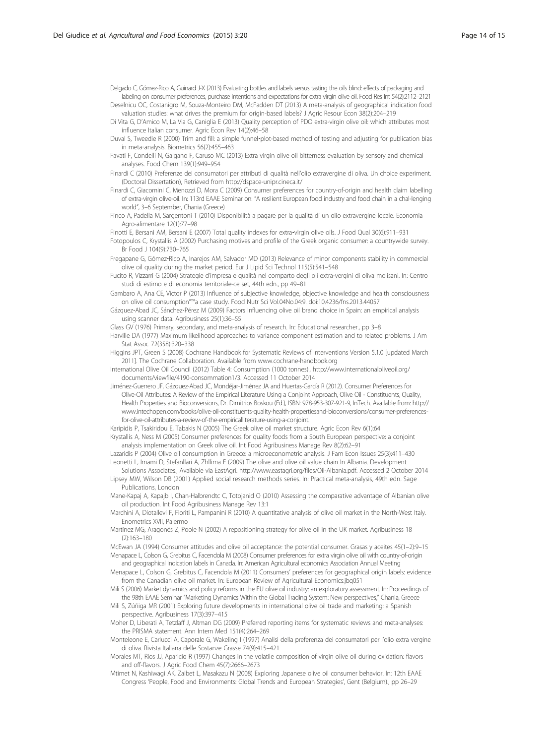Delgado C, Gómez-Rico A, Guinard J-X (2013) Evaluating bottles and labels versus tasting the oils blind: effects of packaging and labeling on consumer preferences, purchase intentions and expectations for extra virgin olive oil. Food Res Int 54(2):2112–2121

Deselnicu OC, Costanigro M, Souza-Monteiro DM, McFadden DT (2013) A meta-analysis of geographical indication food valuation studies: what drives the premium for origin-based labels? J Agric Resour Econ 38(2):204–219

Di Vita G, D'Amico M, La Via G, Caniglia E (2013) Quality perception of PDO extra-virgin olive oil: which attributes most influence Italian consumer. Agric Econ Rev 14(2):46–58

Duval S, Tweedie R (2000) Trim and fill: a simple funnel-plot-based method of testing and adjusting for publication bias in meta-analysis. Biometrics 56(2):455–463

Favati F, Condelli N, Galgano F, Caruso MC (2013) Extra virgin olive oil bitterness evaluation by sensory and chemical analyses. Food Chem 139(1):949–954

Finardi C (2010) Preferenze dei consumatori per attributi di qualità nell'olio extravergine di oliva. Un choice experiment. (Doctoral Dissertation), Retrieved from http://dspace-unipr.cineca.it/

Finardi C, Giacomini C, Menozzi D, Mora C (2009) Consumer preferences for country-of-origin and health claim labelling of extra-virgin olive-oil. In: 113rd EAAE Seminar on: "A resilient European food industry and food chain in a chal-lenging world", 3–6 September, Chania (Greece)

Finco A, Padella M, Sargentoni T (2010) Disponibilità a pagare per la qualità di un olio extravergine locale. Economia Agro-alimentare 12(1):77–98

Finotti E, Bersani AM, Bersani E (2007) Total quality indexes for extra-virgin olive oils. J Food Qual 30(6):911–931

Fotopoulos C, Krystallis A (2002) Purchasing motives and profile of the Greek organic consumer: a countrywide survey. Br Food J 104(9):730–765

Fregapane G, Gómez-Rico A, Inarejos AM, Salvador MD (2013) Relevance of minor components stability in commercial olive oil quality during the market period. Eur J Lipid Sci Technol 115(5):541–548

Fucito R, Vizzarri G (2004) Strategie d'impresa e qualità nel comparto degli oli extra-vergini di oliva molisani. In: Centro studi di estimo e di economia territoriale-ce set, 44th edn., pp 49–81

Gambaro A, Ana CE, Victor P (2013) Influence of subjective knowledge, objective knowledge and health consciousness on olive oil consumptionâ€"a case study. Food Nutr Sci Vol.04No.04:9. doi:10.4236/fns.2013.44057

Gázquez-Abad JC, Sánchez-Pérez M (2009) Factors influencing olive oil brand choice in Spain: an empirical analysis using scanner data. Agribusiness 25(1):36–55

Glass GV (1976) Primary, secondary, and meta-analysis of research. In: Educational researcher., pp 3–8

Harville DA (1977) Maximum likelihood approaches to variance component estimation and to related problems. J Am Stat Assoc 72(358):320–338

Higgins JPT, Green S (2008) Cochrane Handbook for Systematic Reviews of Interventions Version 5.1.0 [updated March 2011]. The Cochrane Collaboration. Available from www.cochrane-handbook.org

International Olive Oil Council (2012) Table 4: Consumption (1000 tonnes)., http://www.internationaloliveoil.org/documents/viewfile/4190-consommation1/3. Accessed 11 October 2014

Jiménez-Guerrero JF, Gázquez-Abad JC, Mondéjar-Jiménez JA and Huertas-García R (2012). Consumer Preferences for Olive-Oil Attributes: A Review of the Empirical Literature Using a Conjoint Approach, Olive Oil - Constituents, Quality, Health Properties and Bioconversions, Dr. Dimitrios Boskou (Ed.), ISBN: 978-953-307-921-9, InTech. Available from: http://www.intechopen.com/books/olive-oil-constituents-quality-health-propertiesand-bioconversions/consumer-preferences-for-olive-oil-attributes-a-review-of-the-empiricalliterature-using-a-conjoint.

Karipidis P, Tsakiridou E, Tabakis N (2005) The Greek olive oil market structure. Agric Econ Rev 6(1):64

Krystallis A, Ness M (2005) Consumer preferences for quality foods from a South European perspective: a conjoint analysis implementation on Greek olive oil. Int Food Agribusiness Manage Rev 8(2):62–91

Lazaridis P (2004) Olive oil consumption in Greece: a microeconometric analysis. J Fam Econ Issues 25(3):411–430

Leonetti L, Imami D, Stefanllari A, Zhllima E (2009) The olive and olive oil value chain In Albania. Development Solutions Associates., Available via EastAgri. http://www.eastagri.org/files/Oil-Albania.pdf. Accessed 2 October 2014

Lipsey MW, Wilson DB (2001) Applied social research methods series. In: Practical meta-analysis, 49th edn. Sage Publications, London

Mane-Kapaj A, Kapajb I, Chan-Halbrendtc C, Totojanid O (2010) Assessing the comparative advantage of Albanian olive oil production. Int Food Agribusiness Manage Rev 13:1

Marchini A, Diotallevi F, Fioriti L, Pampanini R (2010) A quantitative analysis of olive oil market in the North-West Italy. Enometrics XVII, Palermo

Martínez MG, Aragonés Z, Poole N (2002) A repositioning strategy for olive oil in the UK market. Agribusiness 18 (2):163–180

McEwan JA (1994) Consumer attitudes and olive oil acceptance: the potential consumer. Grasas y aceites 45(1–2):9–15

Menapace L, Colson G, Grebitus C, Facendola M (2008) Consumer preferences for extra virgin olive oil with country-of-origin and geographical indication labels in Canada. In: American Agricultural economics Association Annual Meeting

Menapace L, Colson G, Grebitus C, Facendola M (2011) Consumers' preferences for geographical origin labels: evidence from the Canadian olive oil market. In: European Review of Agricultural Economics:jbq051

Mili S (2006) Market dynamics and policy reforms in the EU olive oil industry: an exploratory assessment. In: Proceedings of the 98th EAAE Seminar "Marketing Dynamics Within the Global Trading System: New perspectives," Chania, Greece

Mili S, Zúñiga MR (2001) Exploring future developments in international olive oil trade and marketing: a Spanish perspective. Agribusiness 17(3):397–415

Moher D, Liberati A, Tetzlaff J, Altman DG (2009) Preferred reporting items for systematic reviews and meta-analyses: the PRISMA statement. Ann Intern Med 151(4):264–269

Monteleone E, Carlucci A, Caporale G, Wakeling I (1997) Analisi della preferenza dei consumatori per l'olio extra vergine di oliva. Rivista Italiana delle Sostanze Grasse 74(9):415–421

Morales MT, Rios JJ, Aparicio R (1997) Changes in the volatile composition of virgin olive oil during oxidation: flavors and off-flavors. J Agric Food Chem 45(7):2666–2673

Mtimet N, Kashiwagi AK, Zaibet L, Masakazu N (2008) Exploring Japanese olive oil consumer behavior. In: 12th EAAE Congress 'People, Food and Environments: Global Trends and European Strategies', Gent (Belgium)., pp 26–29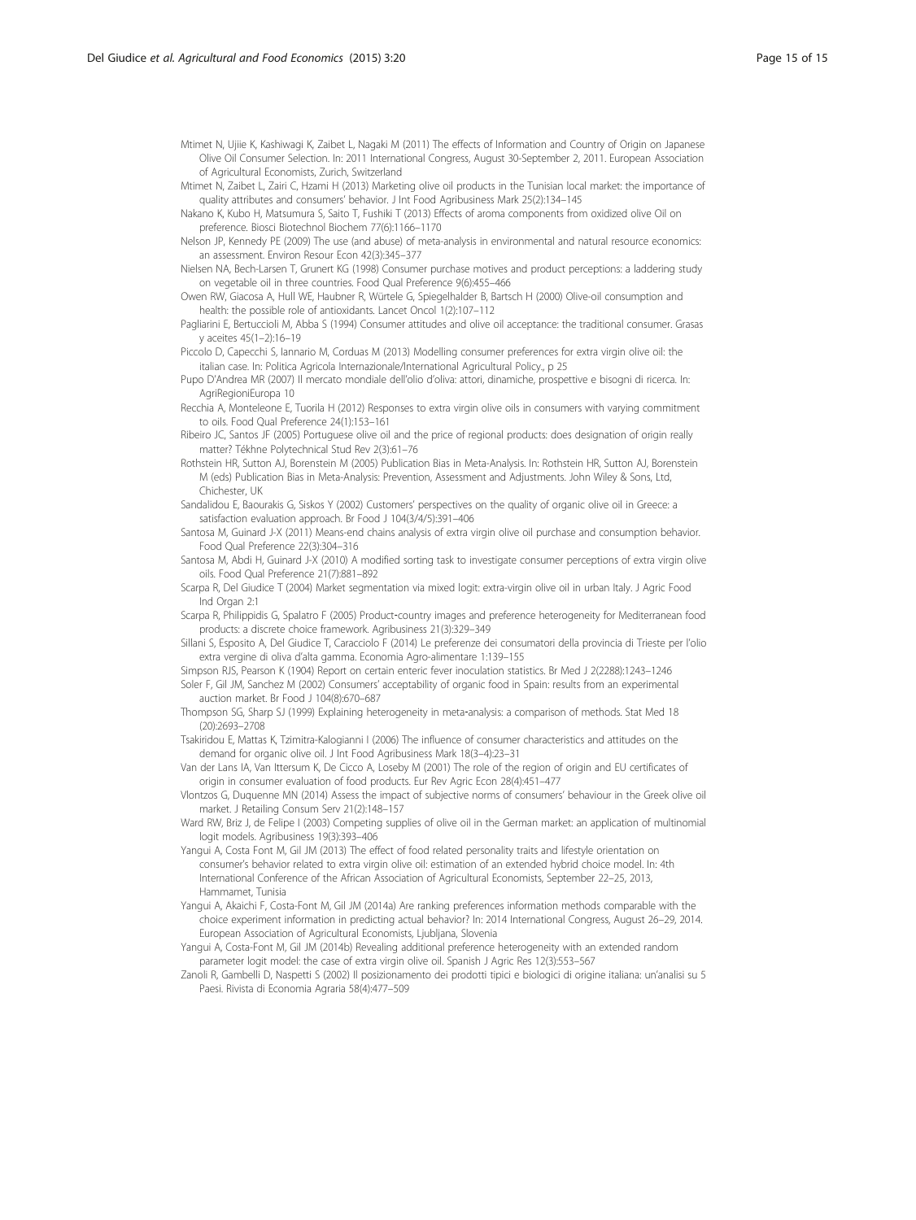Mtimet N, Ujiie K, Kashiwagi K, Zaibet L, Nagaki M (2011) The effects of Information and Country of Origin on Japanese Olive Oil Consumer Selection. In: 2011 International Congress, August 30-September 2, 2011. European Association of Agricultural Economists, Zurich, Switzerland

Mtimet N, Zaibet L, Zairi C, Hzami H (2013) Marketing olive oil products in the Tunisian local market: the importance of quality attributes and consumers' behavior. J Int Food Agribusiness Mark 25(2):134–145

Nakano K, Kubo H, Matsumura S, Saito T, Fushiki T (2013) Effects of aroma components from oxidized olive Oil on preference. Biosci Biotechnol Biochem 77(6):1166–1170

Nelson JP, Kennedy PE (2009) The use (and abuse) of meta-analysis in environmental and natural resource economics: an assessment. Environ Resour Econ 42(3):345–377

Nielsen NA, Bech-Larsen T, Grunert KG (1998) Consumer purchase motives and product perceptions: a laddering study on vegetable oil in three countries. Food Qual Preference 9(6):455–466

Owen RW, Giacosa A, Hull WE, Haubner R, Würtele G, Spiegelhalder B, Bartsch H (2000) Olive-oil consumption and health: the possible role of antioxidants. Lancet Oncol 1(2):107–112

Pagliarini E, Bertuccioli M, Abba S (1994) Consumer attitudes and olive oil acceptance: the traditional consumer. Grasas y aceites 45(1–2):16–19

Piccolo D, Capecchi S, Iannario M, Corduas M (2013) Modelling consumer preferences for extra virgin olive oil: the italian case. In: Politica Agricola Internazionale/International Agricultural Policy., p 25

Pupo D'Andrea MR (2007) Il mercato mondiale dell'olio d'oliva: attori, dinamiche, prospettive e bisogni di ricerca. In: AgriRegioniEuropa 10

Recchia A, Monteleone E, Tuorila H (2012) Responses to extra virgin olive oils in consumers with varying commitment to oils. Food Qual Preference 24(1):153–161

Ribeiro JC, Santos JF (2005) Portuguese olive oil and the price of regional products: does designation of origin really matter? Tékhne Polytechnical Stud Rev 2(3):61–76

Rothstein HR, Sutton AJ, Borenstein M (2005) Publication Bias in Meta-Analysis. In: Rothstein HR, Sutton AJ, Borenstein M (eds) Publication Bias in Meta-Analysis: Prevention, Assessment and Adjustments. John Wiley & Sons, Ltd, Chichester, UK

Sandalidou E, Baourakis G, Siskos Y (2002) Customers' perspectives on the quality of organic olive oil in Greece: a satisfaction evaluation approach. Br Food J 104(3/4/5):391–406

Santosa M, Guinard J-X (2011) Means-end chains analysis of extra virgin olive oil purchase and consumption behavior. Food Qual Preference 22(3):304–316

Santosa M, Abdi H, Guinard J-X (2010) A modified sorting task to investigate consumer perceptions of extra virgin olive oils. Food Qual Preference 21(7):881–892

Scarpa R, Del Giudice T (2004) Market segmentation via mixed logit: extra-virgin olive oil in urban Italy. J Agric Food Ind Organ 2:1

Scarpa R, Philippidis G, Spalatro F (2005) Product-country images and preference heterogeneity for Mediterranean food products: a discrete choice framework. Agribusiness 21(3):329–349

Sillani S, Esposito A, Del Giudice T, Caracciolo F (2014) Le preferenze dei consumatori della provincia di Trieste per l'olio extra vergine di oliva d'alta gamma. Economia Agro-alimentare 1:139–155

Simpson RJS, Pearson K (1904) Report on certain enteric fever inoculation statistics. Br Med J 2(2288):1243–1246

Soler F, Gil JM, Sanchez M (2002) Consumers' acceptability of organic food in Spain: results from an experimental auction market. Br Food J 104(8):670–687

Thompson SG, Sharp SJ (1999) Explaining heterogeneity in meta-analysis: a comparison of methods. Stat Med 18 (20):2693–2708

Tsakiridou E, Mattas K, Tzimitra-Kalogianni I (2006) The influence of consumer characteristics and attitudes on the demand for organic olive oil. J Int Food Agribusiness Mark 18(3–4):23–31

Van der Lans IA, Van Ittersum K, De Cicco A, Loseby M (2001) The role of the region of origin and EU certificates of origin in consumer evaluation of food products. Eur Rev Agric Econ 28(4):451–477

Vlontzos G, Duquenne MN (2014) Assess the impact of subjective norms of consumers' behaviour in the Greek olive oil market. J Retailing Consum Serv 21(2):148–157

Ward RW, Briz J, de Felipe I (2003) Competing supplies of olive oil in the German market: an application of multinomial logit models. Agribusiness 19(3):393–406

Yangui A, Costa Font M, Gil JM (2013) The effect of food related personality traits and lifestyle orientation on consumer's behavior related to extra virgin olive oil: estimation of an extended hybrid choice model. In: 4th International Conference of the African Association of Agricultural Economists, September 22–25, 2013, Hammamet, Tunisia

Yangui A, Akaichi F, Costa-Font M, Gil JM (2014a) Are ranking preferences information methods comparable with the choice experiment information in predicting actual behavior? In: 2014 International Congress, August 26–29, 2014. European Association of Agricultural Economists, Ljubljana, Slovenia

Yangui A, Costa-Font M, Gil JM (2014b) Revealing additional preference heterogeneity with an extended random parameter logit model: the case of extra virgin olive oil. Spanish J Agric Res 12(3):553–567

Zanoli R, Gambelli D, Naspetti S (2002) Il posizionamento dei prodotti tipici e biologici di origine italiana: un'analisi su 5 Paesi. Rivista di Economia Agraria 58(4):477–509